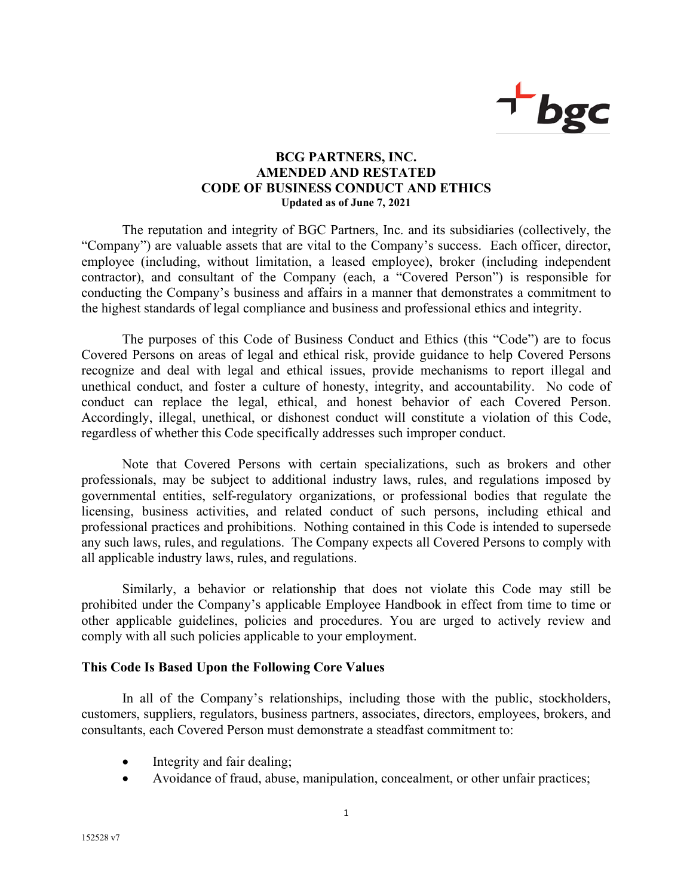# BCG PARTNERS, INC.
# AMENDED AND RESTATED
# CODE OF BUSINESS CONDUCT AND ETHICS

**Updated as of June 7, 2021**

The reputation and integrity of BGC Partners, Inc. and its subsidiaries (collectively, the "Company") are valuable assets that are vital to the Company's success. Each officer, director, employee (including, without limitation, a leased employee), broker (including independent contractor), and consultant of the Company (each, a "Covered Person") is responsible for conducting the Company's business and affairs in a manner that demonstrates a commitment to the highest standards of legal compliance and business and professional ethics and integrity.

The purposes of this Code of Business Conduct and Ethics (this "Code") are to focus Covered Persons on areas of legal and ethical risk, provide guidance to help Covered Persons recognize and deal with legal and ethical issues, provide mechanisms to report illegal and unethical conduct, and foster a culture of honesty, integrity, and accountability. No code of conduct can replace the legal, ethical, and honest behavior of each Covered Person. Accordingly, illegal, unethical, or dishonest conduct will constitute a violation of this Code, regardless of whether this Code specifically addresses such improper conduct.

Note that Covered Persons with certain specializations, such as brokers and other professionals, may be subject to additional industry laws, rules, and regulations imposed by governmental entities, self-regulatory organizations, or professional bodies that regulate the licensing, business activities, and related conduct of such persons, including ethical and professional practices and prohibitions. Nothing contained in this Code is intended to supersede any such laws, rules, and regulations. The Company expects all Covered Persons to comply with all applicable industry laws, rules, and regulations.

Similarly, a behavior or relationship that does not violate this Code may still be prohibited under the Company's applicable Employee Handbook in effect from time to time or other applicable guidelines, policies and procedures. You are urged to actively review and comply with all such policies applicable to your employment.

## This Code Is Based Upon the Following Core Values

In all of the Company's relationships, including those with the public, stockholders, customers, suppliers, regulators, business partners, associates, directors, employees, brokers, and consultants, each Covered Person must demonstrate a steadfast commitment to:

- Integrity and fair dealing;
- Avoidance of fraud, abuse, manipulation, concealment, or other unfair practices;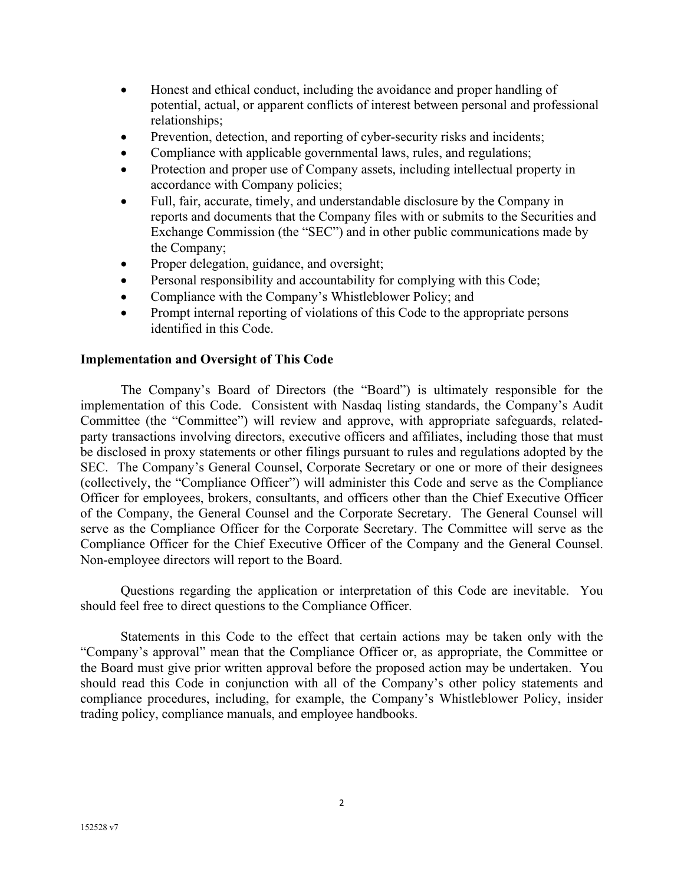- Honest and ethical conduct, including the avoidance and proper handling of potential, actual, or apparent conflicts of interest between personal and professional relationships;
- Prevention, detection, and reporting of cyber-security risks and incidents;
- Compliance with applicable governmental laws, rules, and regulations;
- Protection and proper use of Company assets, including intellectual property in accordance with Company policies;
- Full, fair, accurate, timely, and understandable disclosure by the Company in reports and documents that the Company files with or submits to the Securities and Exchange Commission (the "SEC") and in other public communications made by the Company;
- Proper delegation, guidance, and oversight;
- Personal responsibility and accountability for complying with this Code;
- Compliance with the Company's Whistleblower Policy; and
- Prompt internal reporting of violations of this Code to the appropriate persons identified in this Code.

**Implementation and Oversight of This Code**

The Company's Board of Directors (the "Board") is ultimately responsible for the implementation of this Code. Consistent with Nasdaq listing standards, the Company's Audit Committee (the "Committee") will review and approve, with appropriate safeguards, related-party transactions involving directors, executive officers and affiliates, including those that must be disclosed in proxy statements or other filings pursuant to rules and regulations adopted by the SEC. The Company's General Counsel, Corporate Secretary or one or more of their designees (collectively, the "Compliance Officer") will administer this Code and serve as the Compliance Officer for employees, brokers, consultants, and officers other than the Chief Executive Officer of the Company, the General Counsel and the Corporate Secretary. The General Counsel will serve as the Compliance Officer for the Corporate Secretary. The Committee will serve as the Compliance Officer for the Chief Executive Officer of the Company and the General Counsel. Non-employee directors will report to the Board.

Questions regarding the application or interpretation of this Code are inevitable. You should feel free to direct questions to the Compliance Officer.

Statements in this Code to the effect that certain actions may be taken only with the "Company's approval" mean that the Compliance Officer or, as appropriate, the Committee or the Board must give prior written approval before the proposed action may be undertaken. You should read this Code in conjunction with all of the Company's other policy statements and compliance procedures, including, for example, the Company's Whistleblower Policy, insider trading policy, compliance manuals, and employee handbooks.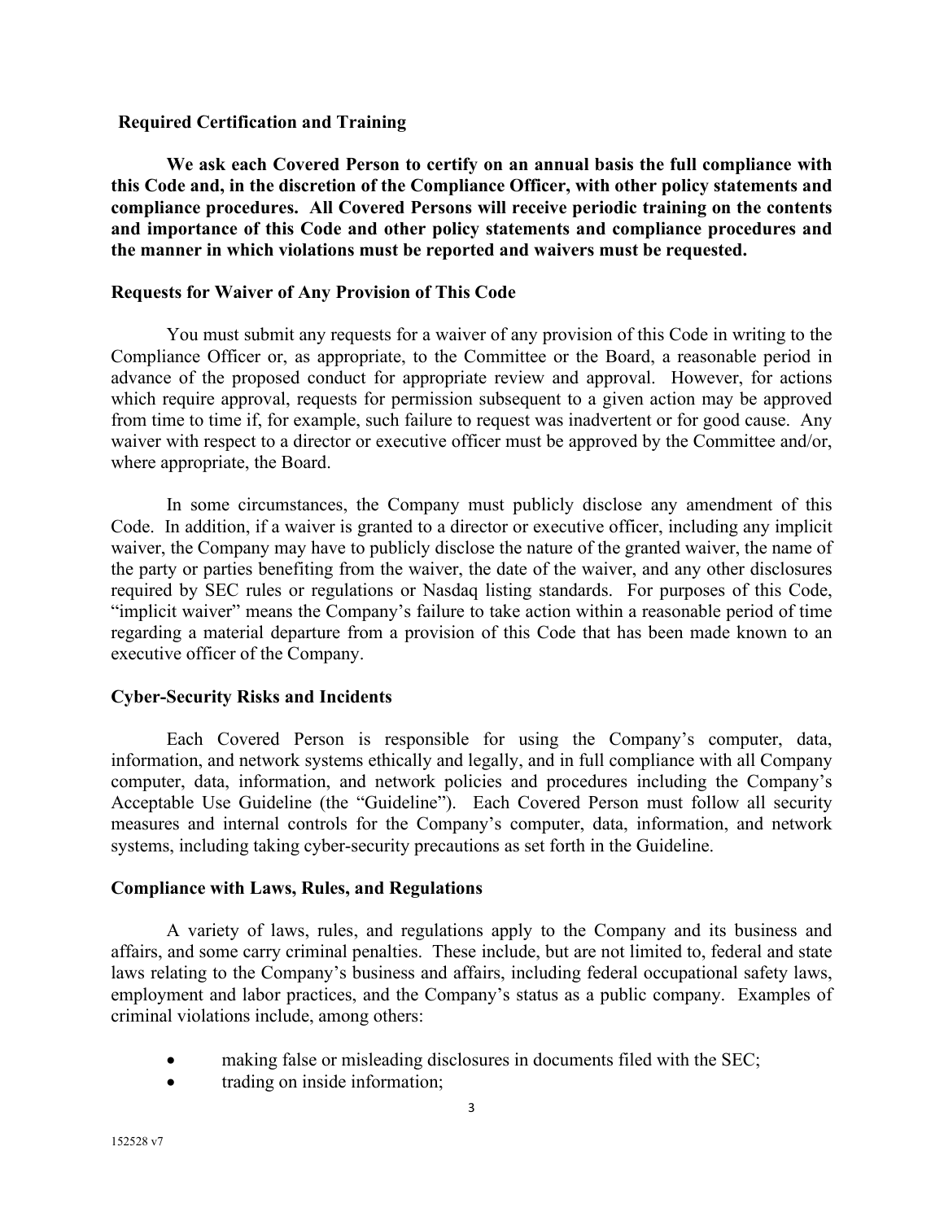**Required Certification and Training**

**We ask each Covered Person to certify on an annual basis the full compliance with this Code and, in the discretion of the Compliance Officer, with other policy statements and compliance procedures. All Covered Persons will receive periodic training on the contents and importance of this Code and other policy statements and compliance procedures and the manner in which violations must be reported and waivers must be requested.**

**Requests for Waiver of Any Provision of This Code**

You must submit any requests for a waiver of any provision of this Code in writing to the Compliance Officer or, as appropriate, to the Committee or the Board, a reasonable period in advance of the proposed conduct for appropriate review and approval. However, for actions which require approval, requests for permission subsequent to a given action may be approved from time to time if, for example, such failure to request was inadvertent or for good cause. Any waiver with respect to a director or executive officer must be approved by the Committee and/or, where appropriate, the Board.

In some circumstances, the Company must publicly disclose any amendment of this Code. In addition, if a waiver is granted to a director or executive officer, including any implicit waiver, the Company may have to publicly disclose the nature of the granted waiver, the name of the party or parties benefiting from the waiver, the date of the waiver, and any other disclosures required by SEC rules or regulations or Nasdaq listing standards. For purposes of this Code, "implicit waiver" means the Company's failure to take action within a reasonable period of time regarding a material departure from a provision of this Code that has been made known to an executive officer of the Company.

**Cyber-Security Risks and Incidents**

Each Covered Person is responsible for using the Company's computer, data, information, and network systems ethically and legally, and in full compliance with all Company computer, data, information, and network policies and procedures including the Company's Acceptable Use Guideline (the "Guideline"). Each Covered Person must follow all security measures and internal controls for the Company's computer, data, information, and network systems, including taking cyber-security precautions as set forth in the Guideline.

**Compliance with Laws, Rules, and Regulations**

A variety of laws, rules, and regulations apply to the Company and its business and affairs, and some carry criminal penalties. These include, but are not limited to, federal and state laws relating to the Company's business and affairs, including federal occupational safety laws, employment and labor practices, and the Company's status as a public company. Examples of criminal violations include, among others:

- making false or misleading disclosures in documents filed with the SEC;
- trading on inside information;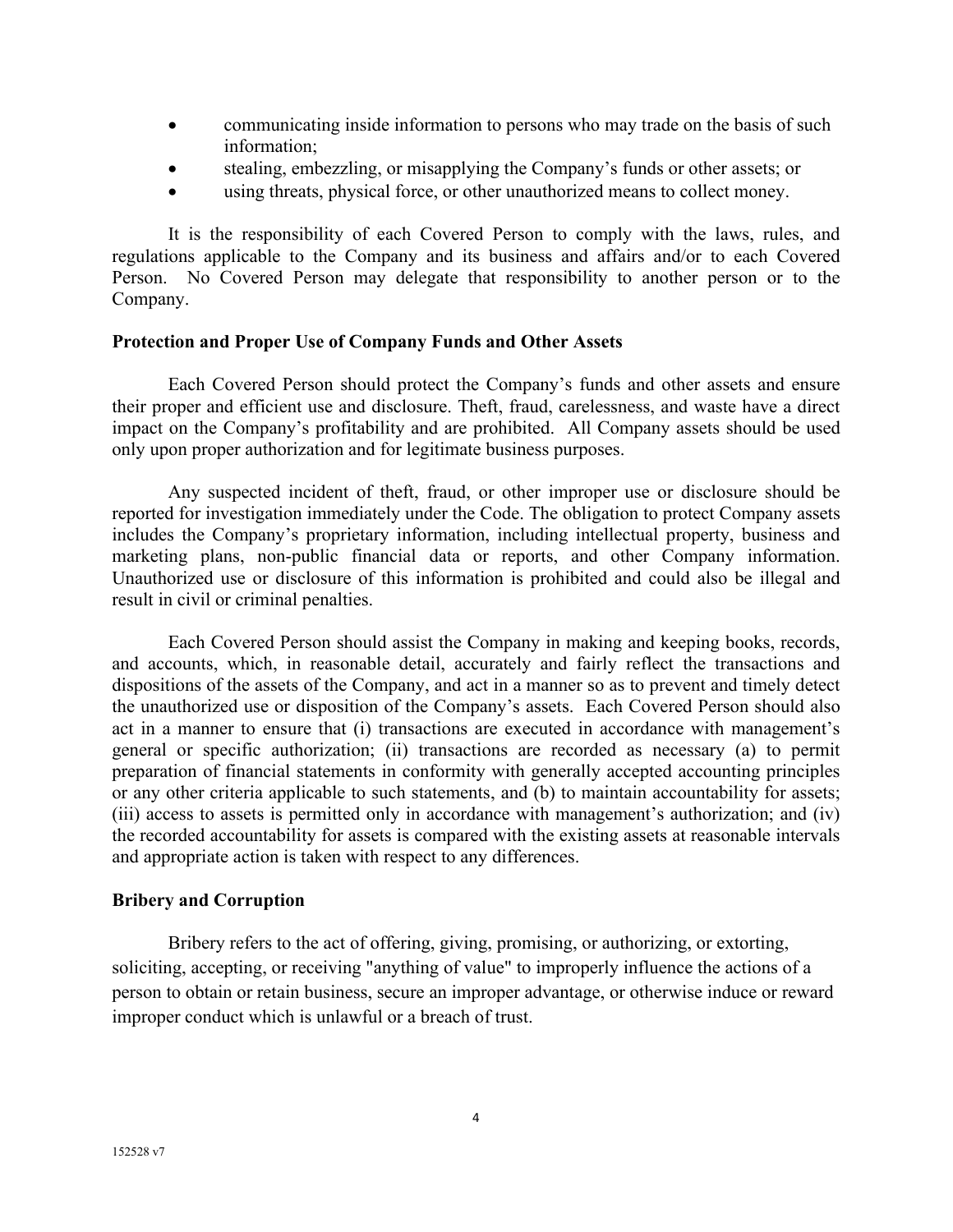- communicating inside information to persons who may trade on the basis of such information;
- stealing, embezzling, or misapplying the Company's funds or other assets; or
- using threats, physical force, or other unauthorized means to collect money.

It is the responsibility of each Covered Person to comply with the laws, rules, and regulations applicable to the Company and its business and affairs and/or to each Covered Person. No Covered Person may delegate that responsibility to another person or to the Company.

**Protection and Proper Use of Company Funds and Other Assets**

Each Covered Person should protect the Company's funds and other assets and ensure their proper and efficient use and disclosure. Theft, fraud, carelessness, and waste have a direct impact on the Company's profitability and are prohibited. All Company assets should be used only upon proper authorization and for legitimate business purposes.

Any suspected incident of theft, fraud, or other improper use or disclosure should be reported for investigation immediately under the Code. The obligation to protect Company assets includes the Company's proprietary information, including intellectual property, business and marketing plans, non-public financial data or reports, and other Company information. Unauthorized use or disclosure of this information is prohibited and could also be illegal and result in civil or criminal penalties.

Each Covered Person should assist the Company in making and keeping books, records, and accounts, which, in reasonable detail, accurately and fairly reflect the transactions and dispositions of the assets of the Company, and act in a manner so as to prevent and timely detect the unauthorized use or disposition of the Company's assets. Each Covered Person should also act in a manner to ensure that (i) transactions are executed in accordance with management's general or specific authorization; (ii) transactions are recorded as necessary (a) to permit preparation of financial statements in conformity with generally accepted accounting principles or any other criteria applicable to such statements, and (b) to maintain accountability for assets; (iii) access to assets is permitted only in accordance with management's authorization; and (iv) the recorded accountability for assets is compared with the existing assets at reasonable intervals and appropriate action is taken with respect to any differences.

**Bribery and Corruption**

Bribery refers to the act of offering, giving, promising, or authorizing, or extorting, soliciting, accepting, or receiving "anything of value" to improperly influence the actions of a person to obtain or retain business, secure an improper advantage, or otherwise induce or reward improper conduct which is unlawful or a breach of trust.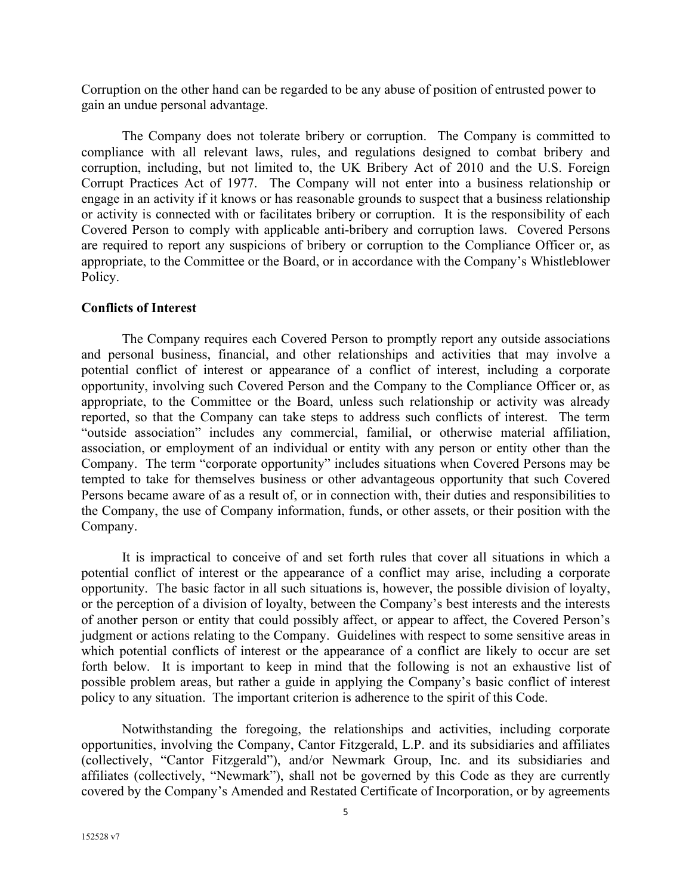Corruption on the other hand can be regarded to be any abuse of position of entrusted power to gain an undue personal advantage.

The Company does not tolerate bribery or corruption. The Company is committed to compliance with all relevant laws, rules, and regulations designed to combat bribery and corruption, including, but not limited to, the UK Bribery Act of 2010 and the U.S. Foreign Corrupt Practices Act of 1977. The Company will not enter into a business relationship or engage in an activity if it knows or has reasonable grounds to suspect that a business relationship or activity is connected with or facilitates bribery or corruption. It is the responsibility of each Covered Person to comply with applicable anti-bribery and corruption laws. Covered Persons are required to report any suspicions of bribery or corruption to the Compliance Officer or, as appropriate, to the Committee or the Board, or in accordance with the Company's Whistleblower Policy.

**Conflicts of Interest**

The Company requires each Covered Person to promptly report any outside associations and personal business, financial, and other relationships and activities that may involve a potential conflict of interest or appearance of a conflict of interest, including a corporate opportunity, involving such Covered Person and the Company to the Compliance Officer or, as appropriate, to the Committee or the Board, unless such relationship or activity was already reported, so that the Company can take steps to address such conflicts of interest. The term "outside association" includes any commercial, familial, or otherwise material affiliation, association, or employment of an individual or entity with any person or entity other than the Company. The term "corporate opportunity" includes situations when Covered Persons may be tempted to take for themselves business or other advantageous opportunity that such Covered Persons became aware of as a result of, or in connection with, their duties and responsibilities to the Company, the use of Company information, funds, or other assets, or their position with the Company.

It is impractical to conceive of and set forth rules that cover all situations in which a potential conflict of interest or the appearance of a conflict may arise, including a corporate opportunity. The basic factor in all such situations is, however, the possible division of loyalty, or the perception of a division of loyalty, between the Company's best interests and the interests of another person or entity that could possibly affect, or appear to affect, the Covered Person's judgment or actions relating to the Company. Guidelines with respect to some sensitive areas in which potential conflicts of interest or the appearance of a conflict are likely to occur are set forth below. It is important to keep in mind that the following is not an exhaustive list of possible problem areas, but rather a guide in applying the Company's basic conflict of interest policy to any situation. The important criterion is adherence to the spirit of this Code.

Notwithstanding the foregoing, the relationships and activities, including corporate opportunities, involving the Company, Cantor Fitzgerald, L.P. and its subsidiaries and affiliates (collectively, "Cantor Fitzgerald"), and/or Newmark Group, Inc. and its subsidiaries and affiliates (collectively, "Newmark"), shall not be governed by this Code as they are currently covered by the Company's Amended and Restated Certificate of Incorporation, or by agreements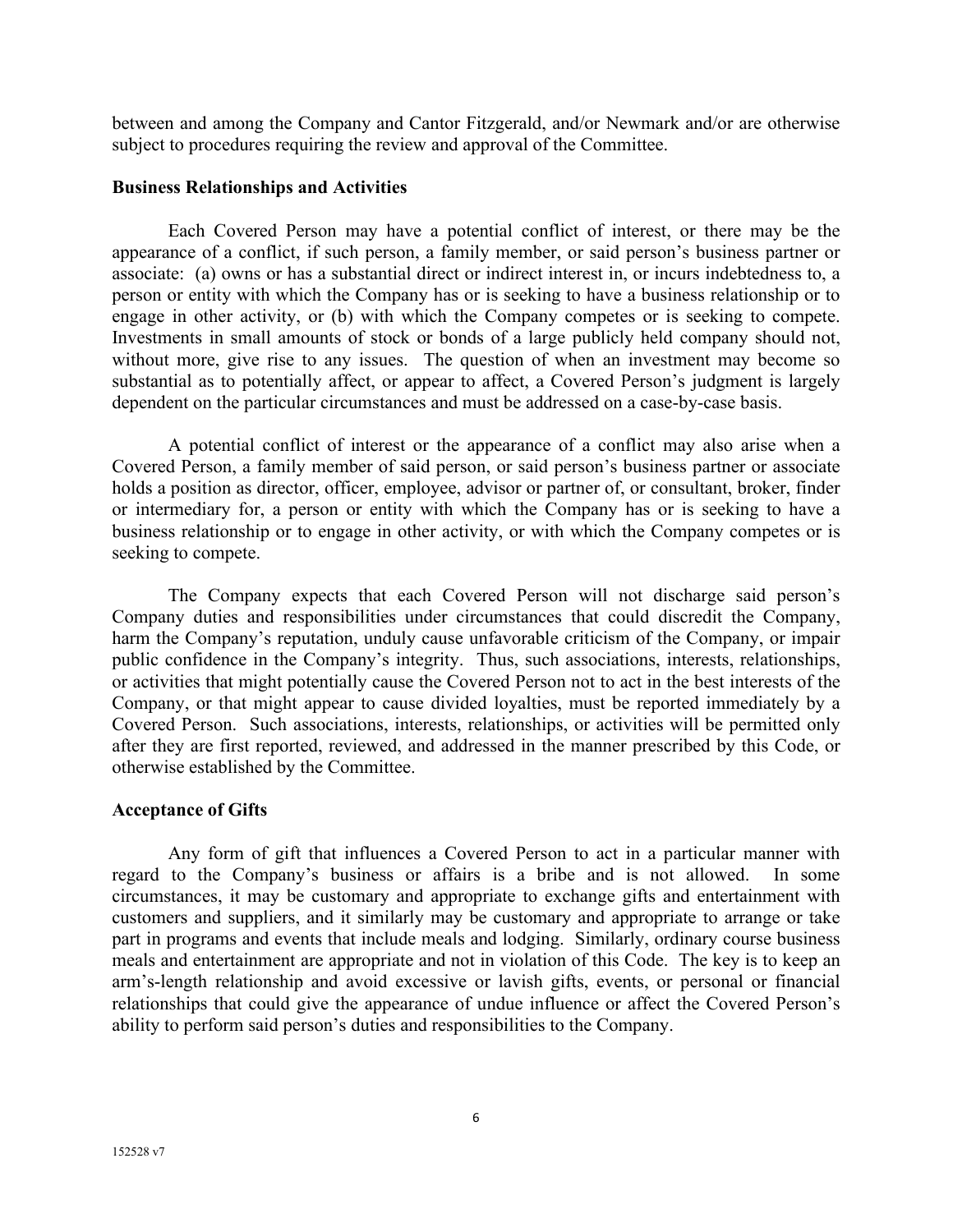between and among the Company and Cantor Fitzgerald, and/or Newmark and/or are otherwise subject to procedures requiring the review and approval of the Committee.

**Business Relationships and Activities**

Each Covered Person may have a potential conflict of interest, or there may be the appearance of a conflict, if such person, a family member, or said person's business partner or associate: (a) owns or has a substantial direct or indirect interest in, or incurs indebtedness to, a person or entity with which the Company has or is seeking to have a business relationship or to engage in other activity, or (b) with which the Company competes or is seeking to compete. Investments in small amounts of stock or bonds of a large publicly held company should not, without more, give rise to any issues. The question of when an investment may become so substantial as to potentially affect, or appear to affect, a Covered Person's judgment is largely dependent on the particular circumstances and must be addressed on a case-by-case basis.

A potential conflict of interest or the appearance of a conflict may also arise when a Covered Person, a family member of said person, or said person's business partner or associate holds a position as director, officer, employee, advisor or partner of, or consultant, broker, finder or intermediary for, a person or entity with which the Company has or is seeking to have a business relationship or to engage in other activity, or with which the Company competes or is seeking to compete.

The Company expects that each Covered Person will not discharge said person's Company duties and responsibilities under circumstances that could discredit the Company, harm the Company's reputation, unduly cause unfavorable criticism of the Company, or impair public confidence in the Company's integrity. Thus, such associations, interests, relationships, or activities that might potentially cause the Covered Person not to act in the best interests of the Company, or that might appear to cause divided loyalties, must be reported immediately by a Covered Person. Such associations, interests, relationships, or activities will be permitted only after they are first reported, reviewed, and addressed in the manner prescribed by this Code, or otherwise established by the Committee.

**Acceptance of Gifts**

Any form of gift that influences a Covered Person to act in a particular manner with regard to the Company's business or affairs is a bribe and is not allowed. In some circumstances, it may be customary and appropriate to exchange gifts and entertainment with customers and suppliers, and it similarly may be customary and appropriate to arrange or take part in programs and events that include meals and lodging. Similarly, ordinary course business meals and entertainment are appropriate and not in violation of this Code. The key is to keep an arm's-length relationship and avoid excessive or lavish gifts, events, or personal or financial relationships that could give the appearance of undue influence or affect the Covered Person's ability to perform said person's duties and responsibilities to the Company.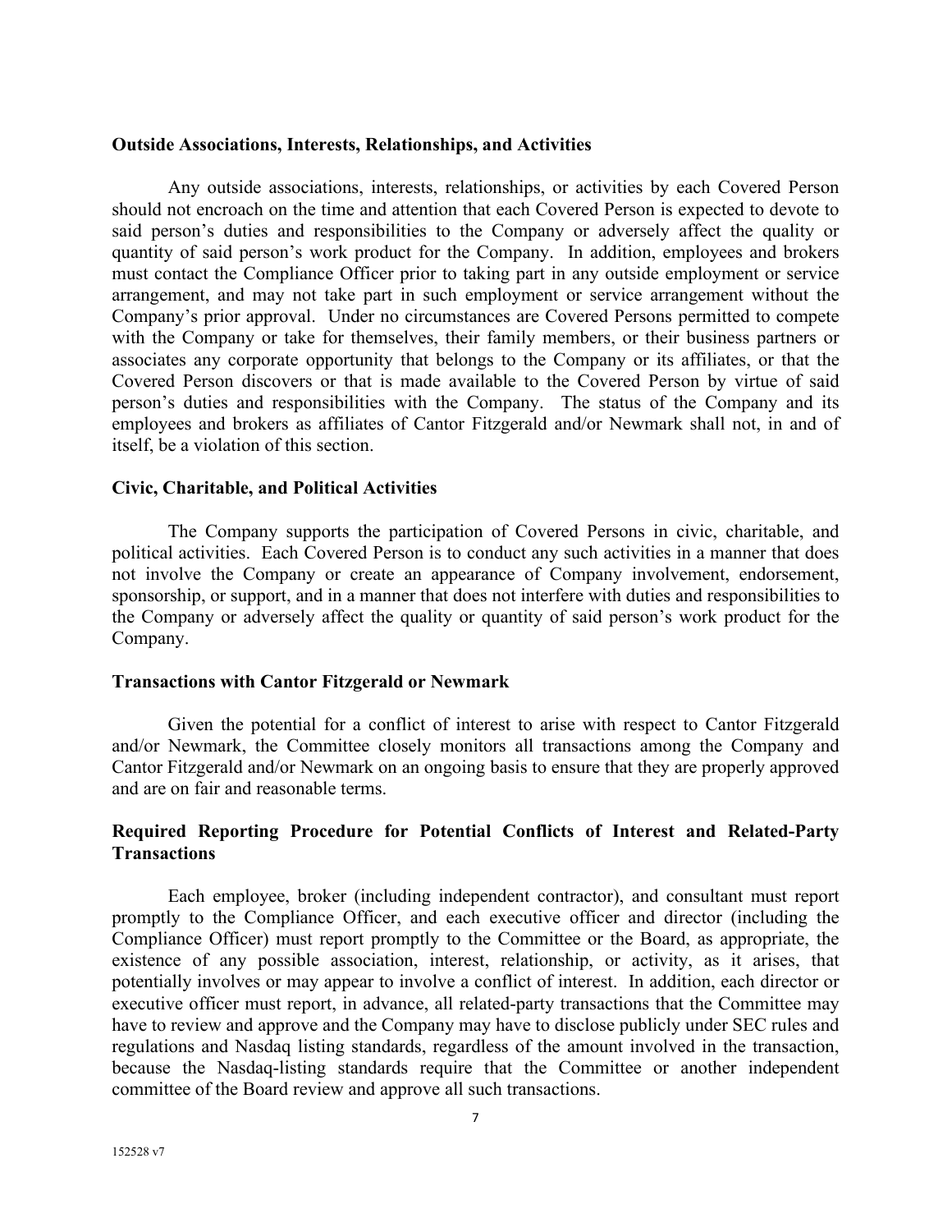**Outside Associations, Interests, Relationships, and Activities**

Any outside associations, interests, relationships, or activities by each Covered Person should not encroach on the time and attention that each Covered Person is expected to devote to said person's duties and responsibilities to the Company or adversely affect the quality or quantity of said person's work product for the Company. In addition, employees and brokers must contact the Compliance Officer prior to taking part in any outside employment or service arrangement, and may not take part in such employment or service arrangement without the Company's prior approval. Under no circumstances are Covered Persons permitted to compete with the Company or take for themselves, their family members, or their business partners or associates any corporate opportunity that belongs to the Company or its affiliates, or that the Covered Person discovers or that is made available to the Covered Person by virtue of said person's duties and responsibilities with the Company. The status of the Company and its employees and brokers as affiliates of Cantor Fitzgerald and/or Newmark shall not, in and of itself, be a violation of this section.

**Civic, Charitable, and Political Activities**

The Company supports the participation of Covered Persons in civic, charitable, and political activities. Each Covered Person is to conduct any such activities in a manner that does not involve the Company or create an appearance of Company involvement, endorsement, sponsorship, or support, and in a manner that does not interfere with duties and responsibilities to the Company or adversely affect the quality or quantity of said person's work product for the Company.

**Transactions with Cantor Fitzgerald or Newmark**

Given the potential for a conflict of interest to arise with respect to Cantor Fitzgerald and/or Newmark, the Committee closely monitors all transactions among the Company and Cantor Fitzgerald and/or Newmark on an ongoing basis to ensure that they are properly approved and are on fair and reasonable terms.

**Required Reporting Procedure for Potential Conflicts of Interest and Related-Party Transactions**

Each employee, broker (including independent contractor), and consultant must report promptly to the Compliance Officer, and each executive officer and director (including the Compliance Officer) must report promptly to the Committee or the Board, as appropriate, the existence of any possible association, interest, relationship, or activity, as it arises, that potentially involves or may appear to involve a conflict of interest. In addition, each director or executive officer must report, in advance, all related-party transactions that the Committee may have to review and approve and the Company may have to disclose publicly under SEC rules and regulations and Nasdaq listing standards, regardless of the amount involved in the transaction, because the Nasdaq-listing standards require that the Committee or another independent committee of the Board review and approve all such transactions.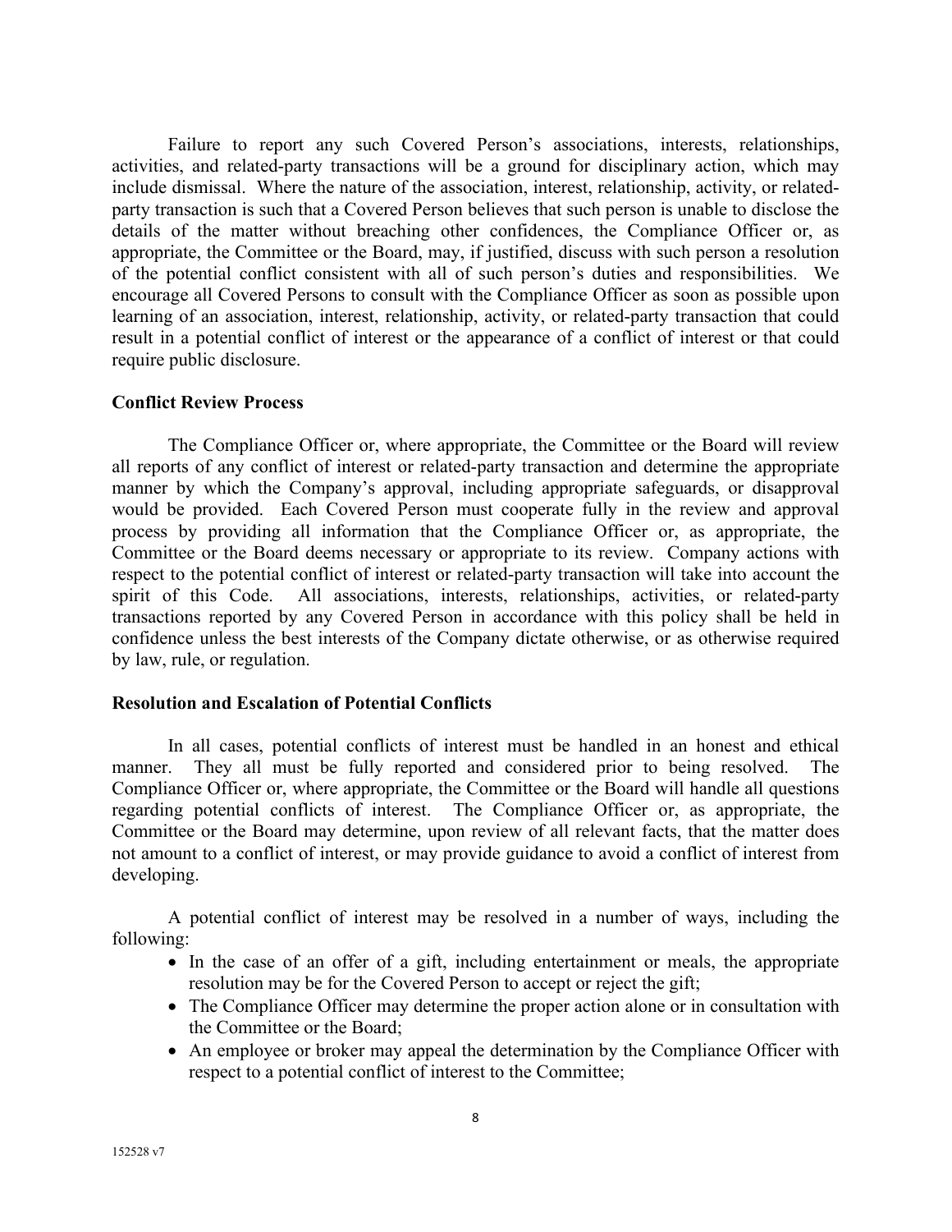Failure to report any such Covered Person's associations, interests, relationships, activities, and related-party transactions will be a ground for disciplinary action, which may include dismissal. Where the nature of the association, interest, relationship, activity, or related-party transaction is such that a Covered Person believes that such person is unable to disclose the details of the matter without breaching other confidences, the Compliance Officer or, as appropriate, the Committee or the Board, may, if justified, discuss with such person a resolution of the potential conflict consistent with all of such person's duties and responsibilities. We encourage all Covered Persons to consult with the Compliance Officer as soon as possible upon learning of an association, interest, relationship, activity, or related-party transaction that could result in a potential conflict of interest or the appearance of a conflict of interest or that could require public disclosure.

**Conflict Review Process**

The Compliance Officer or, where appropriate, the Committee or the Board will review all reports of any conflict of interest or related-party transaction and determine the appropriate manner by which the Company's approval, including appropriate safeguards, or disapproval would be provided. Each Covered Person must cooperate fully in the review and approval process by providing all information that the Compliance Officer or, as appropriate, the Committee or the Board deems necessary or appropriate to its review. Company actions with respect to the potential conflict of interest or related-party transaction will take into account the spirit of this Code. All associations, interests, relationships, activities, or related-party transactions reported by any Covered Person in accordance with this policy shall be held in confidence unless the best interests of the Company dictate otherwise, or as otherwise required by law, rule, or regulation.

**Resolution and Escalation of Potential Conflicts**

In all cases, potential conflicts of interest must be handled in an honest and ethical manner. They all must be fully reported and considered prior to being resolved. The Compliance Officer or, where appropriate, the Committee or the Board will handle all questions regarding potential conflicts of interest. The Compliance Officer or, as appropriate, the Committee or the Board may determine, upon review of all relevant facts, that the matter does not amount to a conflict of interest, or may provide guidance to avoid a conflict of interest from developing.

A potential conflict of interest may be resolved in a number of ways, including the following:

- In the case of an offer of a gift, including entertainment or meals, the appropriate resolution may be for the Covered Person to accept or reject the gift;
- The Compliance Officer may determine the proper action alone or in consultation with the Committee or the Board;
- An employee or broker may appeal the determination by the Compliance Officer with respect to a potential conflict of interest to the Committee;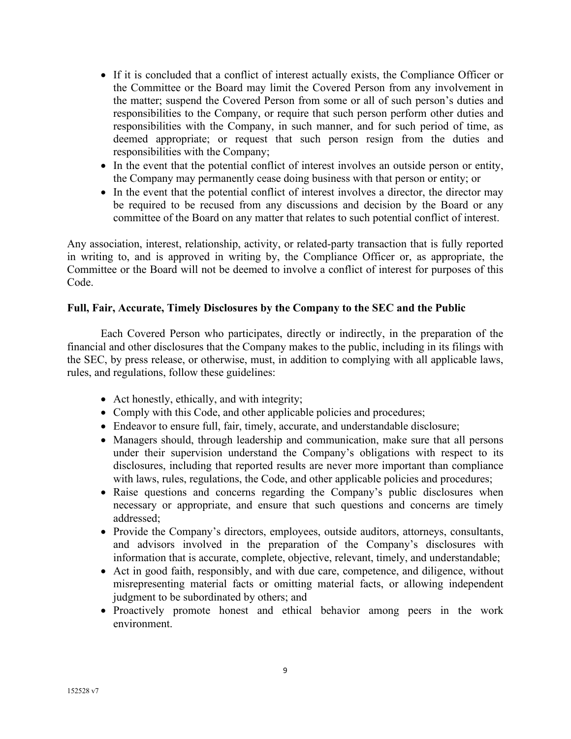- If it is concluded that a conflict of interest actually exists, the Compliance Officer or the Committee or the Board may limit the Covered Person from any involvement in the matter; suspend the Covered Person from some or all of such person's duties and responsibilities to the Company, or require that such person perform other duties and responsibilities with the Company, in such manner, and for such period of time, as deemed appropriate; or request that such person resign from the duties and responsibilities with the Company;
- In the event that the potential conflict of interest involves an outside person or entity, the Company may permanently cease doing business with that person or entity; or
- In the event that the potential conflict of interest involves a director, the director may be required to be recused from any discussions and decision by the Board or any committee of the Board on any matter that relates to such potential conflict of interest.

Any association, interest, relationship, activity, or related-party transaction that is fully reported in writing to, and is approved in writing by, the Compliance Officer or, as appropriate, the Committee or the Board will not be deemed to involve a conflict of interest for purposes of this Code.

**Full, Fair, Accurate, Timely Disclosures by the Company to the SEC and the Public**

Each Covered Person who participates, directly or indirectly, in the preparation of the financial and other disclosures that the Company makes to the public, including in its filings with the SEC, by press release, or otherwise, must, in addition to complying with all applicable laws, rules, and regulations, follow these guidelines:

- Act honestly, ethically, and with integrity;
- Comply with this Code, and other applicable policies and procedures;
- Endeavor to ensure full, fair, timely, accurate, and understandable disclosure;
- Managers should, through leadership and communication, make sure that all persons under their supervision understand the Company's obligations with respect to its disclosures, including that reported results are never more important than compliance with laws, rules, regulations, the Code, and other applicable policies and procedures;
- Raise questions and concerns regarding the Company's public disclosures when necessary or appropriate, and ensure that such questions and concerns are timely addressed;
- Provide the Company's directors, employees, outside auditors, attorneys, consultants, and advisors involved in the preparation of the Company's disclosures with information that is accurate, complete, objective, relevant, timely, and understandable;
- Act in good faith, responsibly, and with due care, competence, and diligence, without misrepresenting material facts or omitting material facts, or allowing independent judgment to be subordinated by others; and
- Proactively promote honest and ethical behavior among peers in the work environment.

152528 v7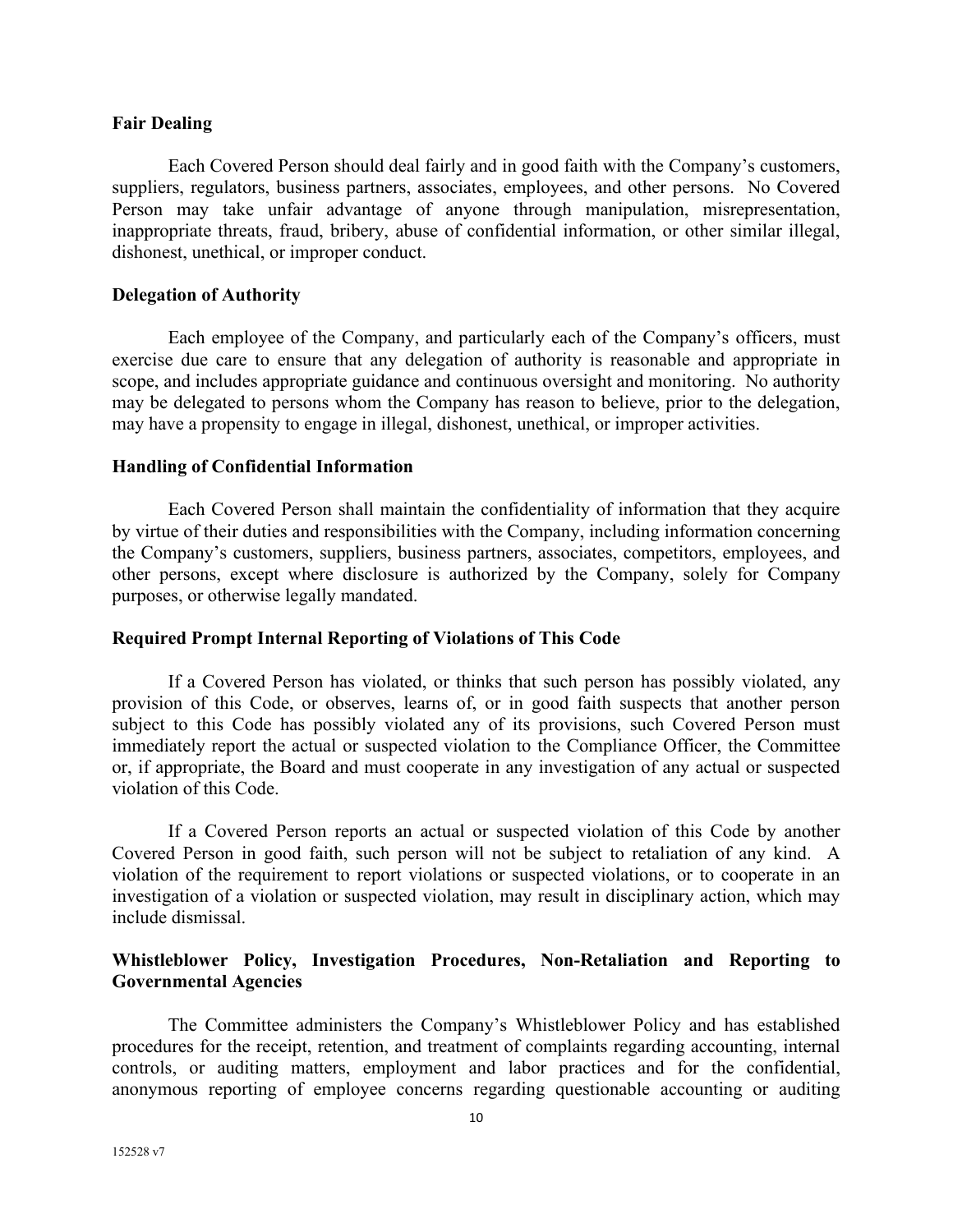**Fair Dealing**

Each Covered Person should deal fairly and in good faith with the Company's customers, suppliers, regulators, business partners, associates, employees, and other persons. No Covered Person may take unfair advantage of anyone through manipulation, misrepresentation, inappropriate threats, fraud, bribery, abuse of confidential information, or other similar illegal, dishonest, unethical, or improper conduct.

**Delegation of Authority**

Each employee of the Company, and particularly each of the Company's officers, must exercise due care to ensure that any delegation of authority is reasonable and appropriate in scope, and includes appropriate guidance and continuous oversight and monitoring. No authority may be delegated to persons whom the Company has reason to believe, prior to the delegation, may have a propensity to engage in illegal, dishonest, unethical, or improper activities.

**Handling of Confidential Information**

Each Covered Person shall maintain the confidentiality of information that they acquire by virtue of their duties and responsibilities with the Company, including information concerning the Company's customers, suppliers, business partners, associates, competitors, employees, and other persons, except where disclosure is authorized by the Company, solely for Company purposes, or otherwise legally mandated.

**Required Prompt Internal Reporting of Violations of This Code**

If a Covered Person has violated, or thinks that such person has possibly violated, any provision of this Code, or observes, learns of, or in good faith suspects that another person subject to this Code has possibly violated any of its provisions, such Covered Person must immediately report the actual or suspected violation to the Compliance Officer, the Committee or, if appropriate, the Board and must cooperate in any investigation of any actual or suspected violation of this Code.

If a Covered Person reports an actual or suspected violation of this Code by another Covered Person in good faith, such person will not be subject to retaliation of any kind. A violation of the requirement to report violations or suspected violations, or to cooperate in an investigation of a violation or suspected violation, may result in disciplinary action, which may include dismissal.

**Whistleblower Policy, Investigation Procedures, Non-Retaliation and Reporting to Governmental Agencies**

The Committee administers the Company's Whistleblower Policy and has established procedures for the receipt, retention, and treatment of complaints regarding accounting, internal controls, or auditing matters, employment and labor practices and for the confidential, anonymous reporting of employee concerns regarding questionable accounting or auditing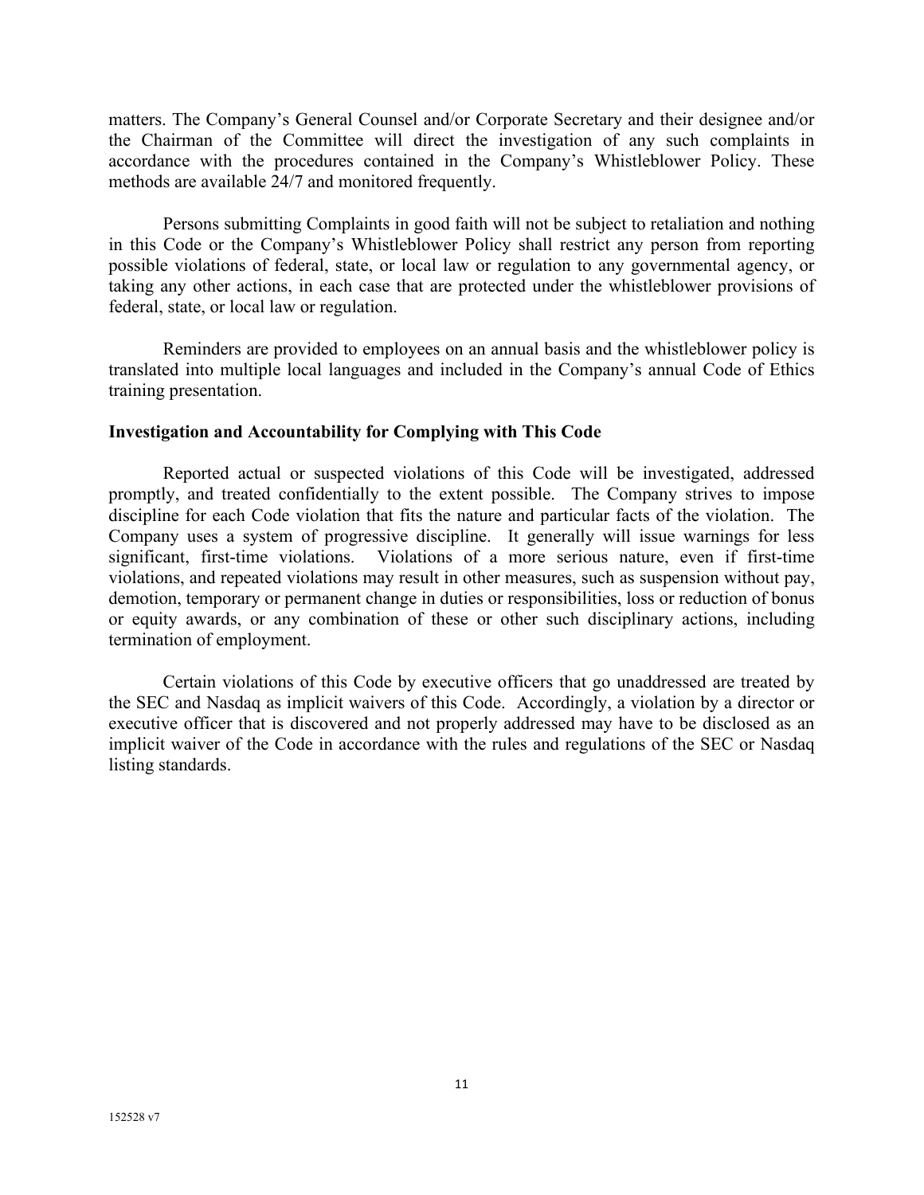matters. The Company's General Counsel and/or Corporate Secretary and their designee and/or the Chairman of the Committee will direct the investigation of any such complaints in accordance with the procedures contained in the Company's Whistleblower Policy. These methods are available 24/7 and monitored frequently.

Persons submitting Complaints in good faith will not be subject to retaliation and nothing in this Code or the Company's Whistleblower Policy shall restrict any person from reporting possible violations of federal, state, or local law or regulation to any governmental agency, or taking any other actions, in each case that are protected under the whistleblower provisions of federal, state, or local law or regulation.

Reminders are provided to employees on an annual basis and the whistleblower policy is translated into multiple local languages and included in the Company's annual Code of Ethics training presentation.

**Investigation and Accountability for Complying with This Code**

Reported actual or suspected violations of this Code will be investigated, addressed promptly, and treated confidentially to the extent possible. The Company strives to impose discipline for each Code violation that fits the nature and particular facts of the violation. The Company uses a system of progressive discipline. It generally will issue warnings for less significant, first-time violations. Violations of a more serious nature, even if first-time violations, and repeated violations may result in other measures, such as suspension without pay, demotion, temporary or permanent change in duties or responsibilities, loss or reduction of bonus or equity awards, or any combination of these or other such disciplinary actions, including termination of employment.

Certain violations of this Code by executive officers that go unaddressed are treated by the SEC and Nasdaq as implicit waivers of this Code. Accordingly, a violation by a director or executive officer that is discovered and not properly addressed may have to be disclosed as an implicit waiver of the Code in accordance with the rules and regulations of the SEC or Nasdaq listing standards.

152528 v7